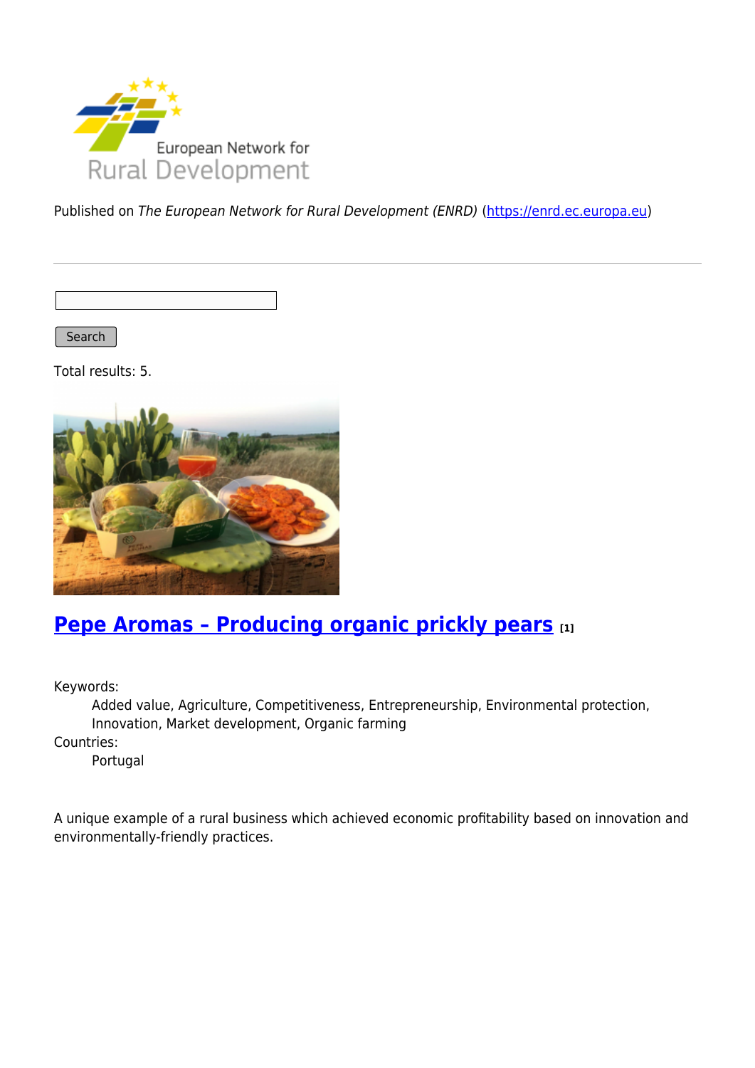Published on *The European Network for Rural Development (ENRD)* (https://enrd.ec.europa.eu)

Search

Total results: 5.

## Pepe Aromas – Producing organic prickly pears [1]

Keywords:
: Added value, Agriculture, Competitiveness, Entrepreneurship, Environmental protection, Innovation, Market development, Organic farming

Countries:
: Portugal

A unique example of a rural business which achieved economic profitability based on innovation and environmentally-friendly practices.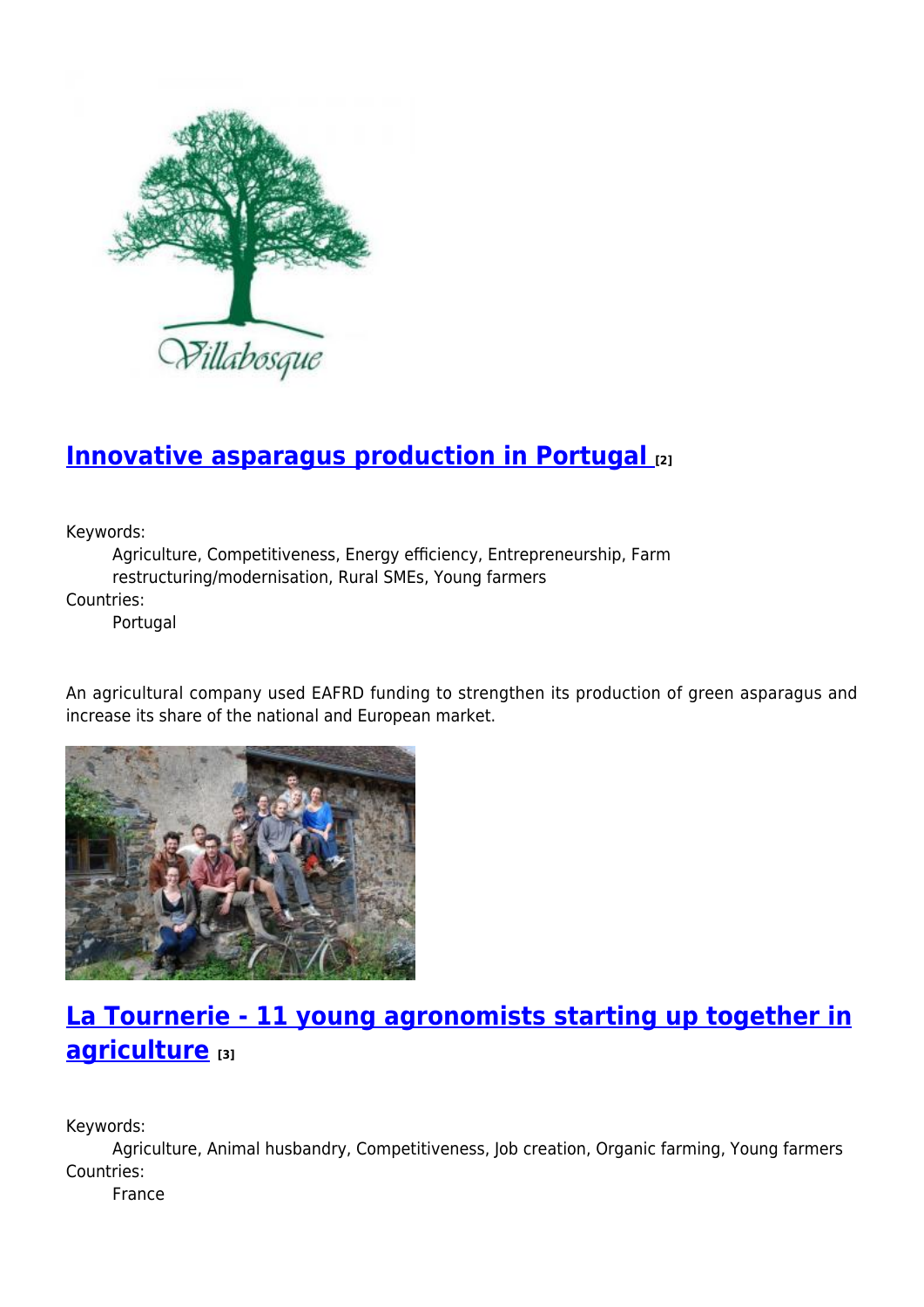## Innovative asparagus production in Portugal [2]

Keywords:
: Agriculture, Competitiveness, Energy efficiency, Entrepreneurship, Farm restructuring/modernisation, Rural SMEs, Young farmers

Countries:
: Portugal

An agricultural company used EAFRD funding to strengthen its production of green asparagus and increase its share of the national and European market.

## La Tournerie - 11 young agronomists starting up together in agriculture [3]

Keywords:
: Agriculture, Animal husbandry, Competitiveness, Job creation, Organic farming, Young farmers

Countries:
: France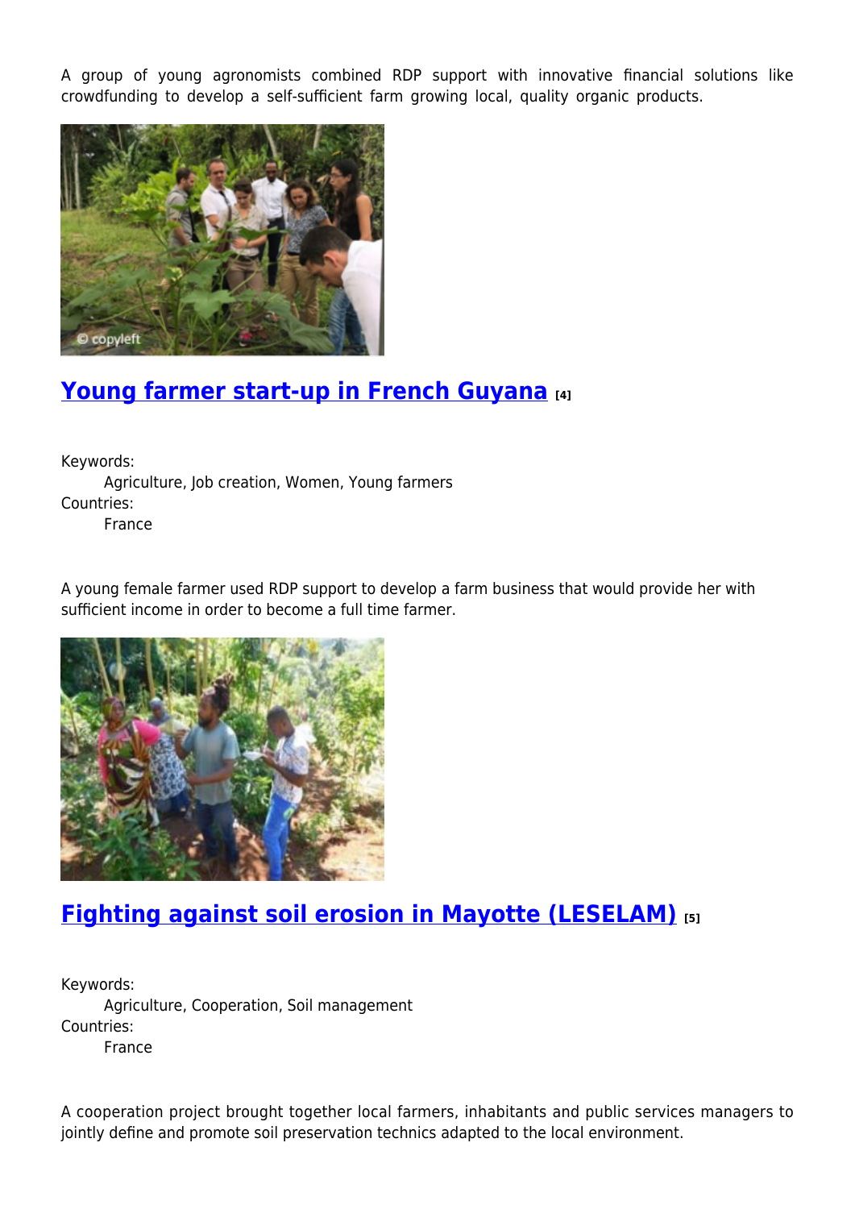A group of young agronomists combined RDP support with innovative financial solutions like crowdfunding to develop a self-sufficient farm growing local, quality organic products.

## Young farmer start-up in French Guyana [4]

Keywords:
 Agriculture, Job creation, Women, Young farmers
Countries:
 France

A young female farmer used RDP support to develop a farm business that would provide her with sufficient income in order to become a full time farmer.

## Fighting against soil erosion in Mayotte (LESELAM) [5]

Keywords:
 Agriculture, Cooperation, Soil management
Countries:
 France

A cooperation project brought together local farmers, inhabitants and public services managers to jointly define and promote soil preservation technics adapted to the local environment.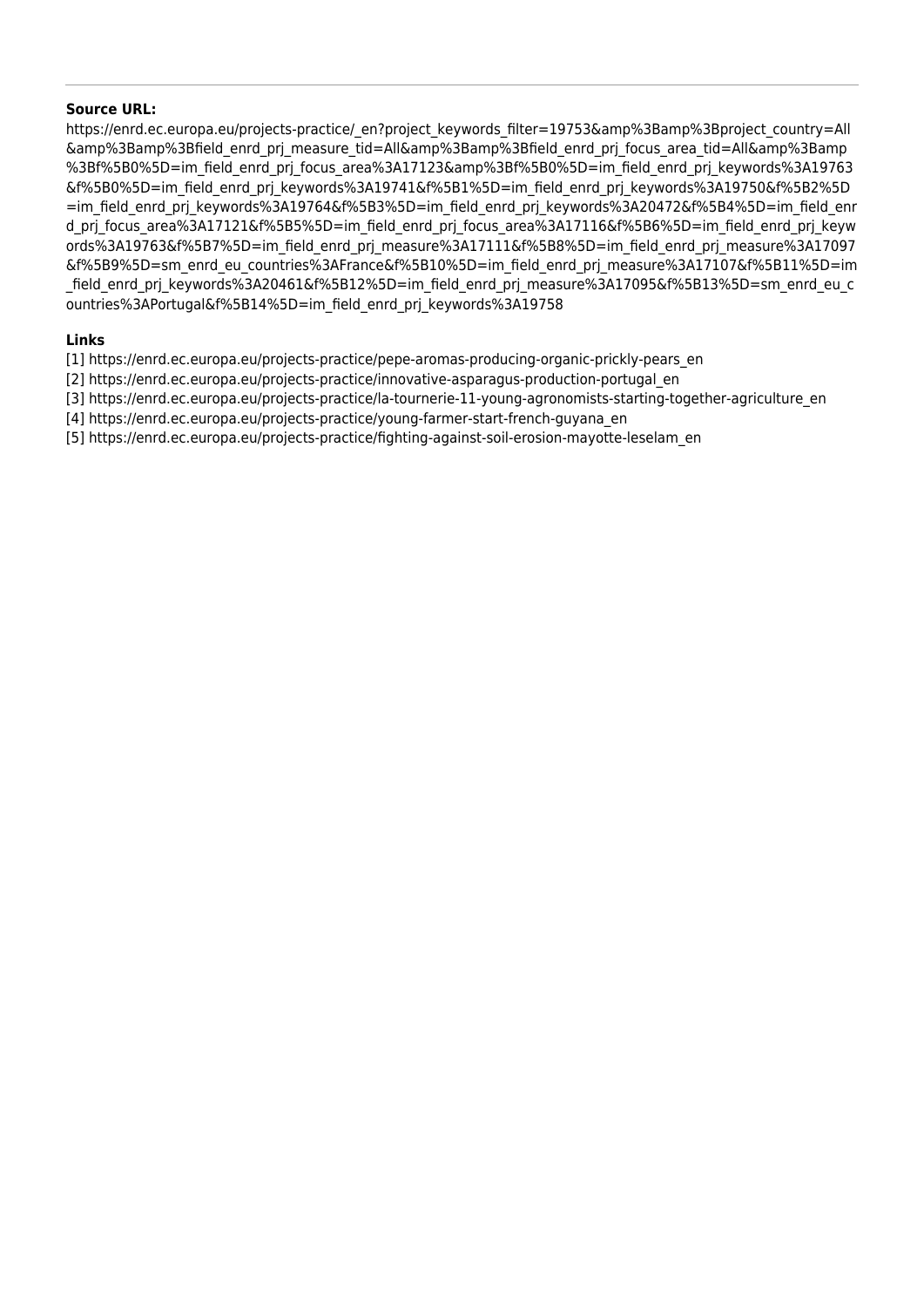**Source URL:**
https://enrd.ec.europa.eu/projects-practice/_en?project_keywords_filter=19753&amp%3Bamp%3Bproject_country=All&amp%3Bamp%3Bfield_enrd_prj_measure_tid=All&amp%3Bamp%3Bfield_enrd_prj_focus_area_tid=All&amp%3Bamp%3Bf%5B0%5D=im_field_enrd_prj_focus_area%3A17123&amp%3Bf%5B0%5D=im_field_enrd_prj_keywords%3A19763&f%5B0%5D=im_field_enrd_prj_keywords%3A19741&f%5B1%5D=im_field_enrd_prj_keywords%3A19750&f%5B2%5D=im_field_enrd_prj_keywords%3A19764&f%5B3%5D=im_field_enrd_prj_keywords%3A20472&f%5B4%5D=im_field_enrd_prj_focus_area%3A17121&f%5B5%5D=im_field_enrd_prj_focus_area%3A17116&f%5B6%5D=im_field_enrd_prj_keywords%3A19763&f%5B7%5D=im_field_enrd_prj_measure%3A17111&f%5B8%5D=im_field_enrd_prj_measure%3A17097&f%5B9%5D=sm_enrd_eu_countries%3AFrance&f%5B10%5D=im_field_enrd_prj_measure%3A17107&f%5B11%5D=im_field_enrd_prj_keywords%3A20461&f%5B12%5D=im_field_enrd_prj_measure%3A17095&f%5B13%5D=sm_enrd_eu_countries%3APortugal&f%5B14%5D=im_field_enrd_prj_keywords%3A19758

**Links**

[1] https://enrd.ec.europa.eu/projects-practice/pepe-aromas-producing-organic-prickly-pears_en
[2] https://enrd.ec.europa.eu/projects-practice/innovative-asparagus-production-portugal_en
[3] https://enrd.ec.europa.eu/projects-practice/la-tournerie-11-young-agronomists-starting-together-agriculture_en
[4] https://enrd.ec.europa.eu/projects-practice/young-farmer-start-french-guyana_en
[5] https://enrd.ec.europa.eu/projects-practice/fighting-against-soil-erosion-mayotte-leselam_en